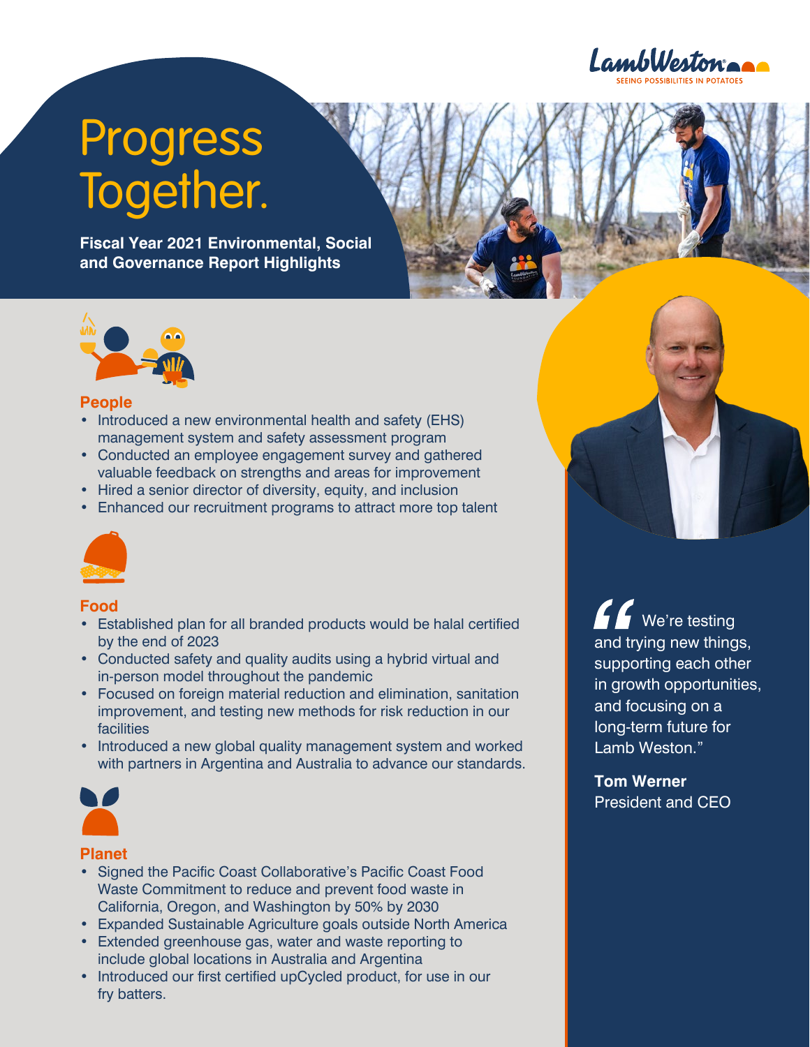# Progress Together.

**Fiscal Year 2021 Environmental, Social and Governance Report Highlights**

## People

- Introduced a new environmental health and safety (EHS) management system and safety assessment program
- Conducted an employee engagement survey and gathered valuable feedback on strengths and areas for improvement
- Hired a senior director of diversity, equity, and inclusion
- Enhanced our recruitment programs to attract more top talent

## Food

- Established plan for all branded products would be halal certified by the end of 2023
- Conducted safety and quality audits using a hybrid virtual and in-person model throughout the pandemic
- Focused on foreign material reduction and elimination, sanitation improvement, and testing new methods for risk reduction in our facilities
- Introduced a new global quality management system and worked with partners in Argentina and Australia to advance our standards.

## Planet

- Signed the Pacific Coast Collaborative's Pacific Coast Food Waste Commitment to reduce and prevent food waste in California, Oregon, and Washington by 50% by 2030
- Expanded Sustainable Agriculture goals outside North America
- Extended greenhouse gas, water and waste reporting to include global locations in Australia and Argentina
- Introduced our first certified upCycled product, for use in our fry batters.

> "We're testing and trying new things, supporting each other in growth opportunities, and focusing on a long-term future for Lamb Weston."
>
> **Tom Werner**
> President and CEO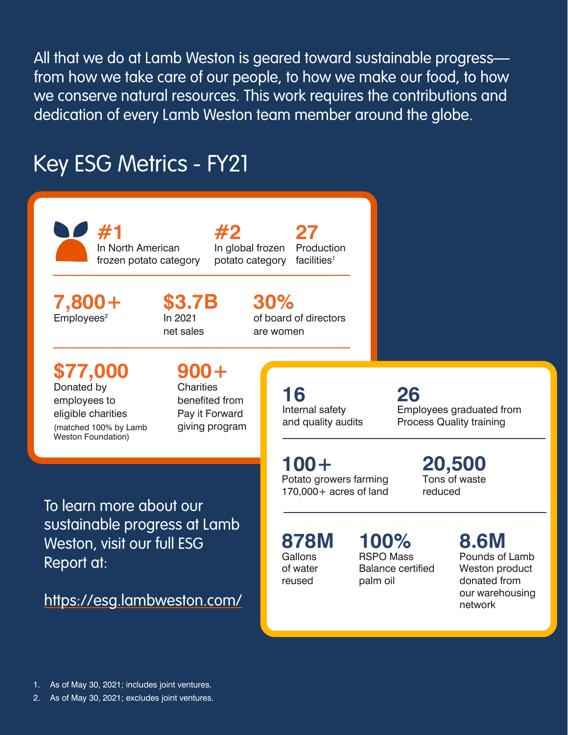All that we do at Lamb Weston is geared toward sustainable progress—from how we take care of our people, to how we make our food, to how we conserve natural resources. This work requires the contributions and dedication of every Lamb Weston team member around the globe.

# Key ESG Metrics - FY21

**#1**
In North American frozen potato category

**#2**
In global frozen potato category

**27**
Production facilities[1]

**7,800+**
Employees[2]

**$3.7B**
In 2021 net sales

**30%**
of board of directors are women

**$77,000**
Donated by employees to eligible charities
(matched 100% by Lamb Weston Foundation)

**900+**
Charities benefited from Pay it Forward giving program

**16**
Internal safety and quality audits

**26**
Employees graduated from Process Quality training

**100+**
Potato growers farming 170,000+ acres of land

**20,500**
Tons of waste reduced

**878M**
Gallons of water reused

**100%**
RSPO Mass Balance certified palm oil

**8.6M**
Pounds of Lamb Weston product donated from our warehousing network

To learn more about our sustainable progress at Lamb Weston, visit our full ESG Report at:

https://esg.lambweston.com/

1. As of May 30, 2021; includes joint ventures.
2. As of May 30, 2021; excludes joint ventures.